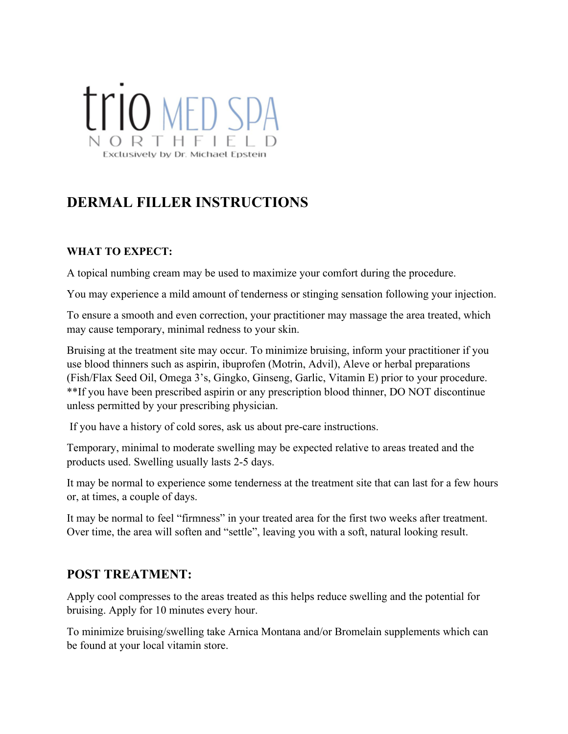trio MED SPA

NORTHFIELD

Exclusively by Dr. Michael Epstein

# DERMAL FILLER INSTRUCTIONS

### WHAT TO EXPECT:

A topical numbing cream may be used to maximize your comfort during the procedure.

You may experience a mild amount of tenderness or stinging sensation following your injection.

To ensure a smooth and even correction, your practitioner may massage the area treated, which may cause temporary, minimal redness to your skin.

Bruising at the treatment site may occur. To minimize bruising, inform your practitioner if you use blood thinners such as aspirin, ibuprofen (Motrin, Advil), Aleve or herbal preparations (Fish/Flax Seed Oil, Omega 3's, Gingko, Ginseng, Garlic, Vitamin E) prior to your procedure. **If you have been prescribed aspirin or any prescription blood thinner, DO NOT discontinue unless permitted by your prescribing physician.

If you have a history of cold sores, ask us about pre-care instructions.

Temporary, minimal to moderate swelling may be expected relative to areas treated and the products used. Swelling usually lasts 2-5 days.

It may be normal to experience some tenderness at the treatment site that can last for a few hours or, at times, a couple of days.

It may be normal to feel "firmness" in your treated area for the first two weeks after treatment. Over time, the area will soften and "settle", leaving you with a soft, natural looking result.

## POST TREATMENT:

Apply cool compresses to the areas treated as this helps reduce swelling and the potential for bruising. Apply for 10 minutes every hour.

To minimize bruising/swelling take Arnica Montana and/or Bromelain supplements which can be found at your local vitamin store.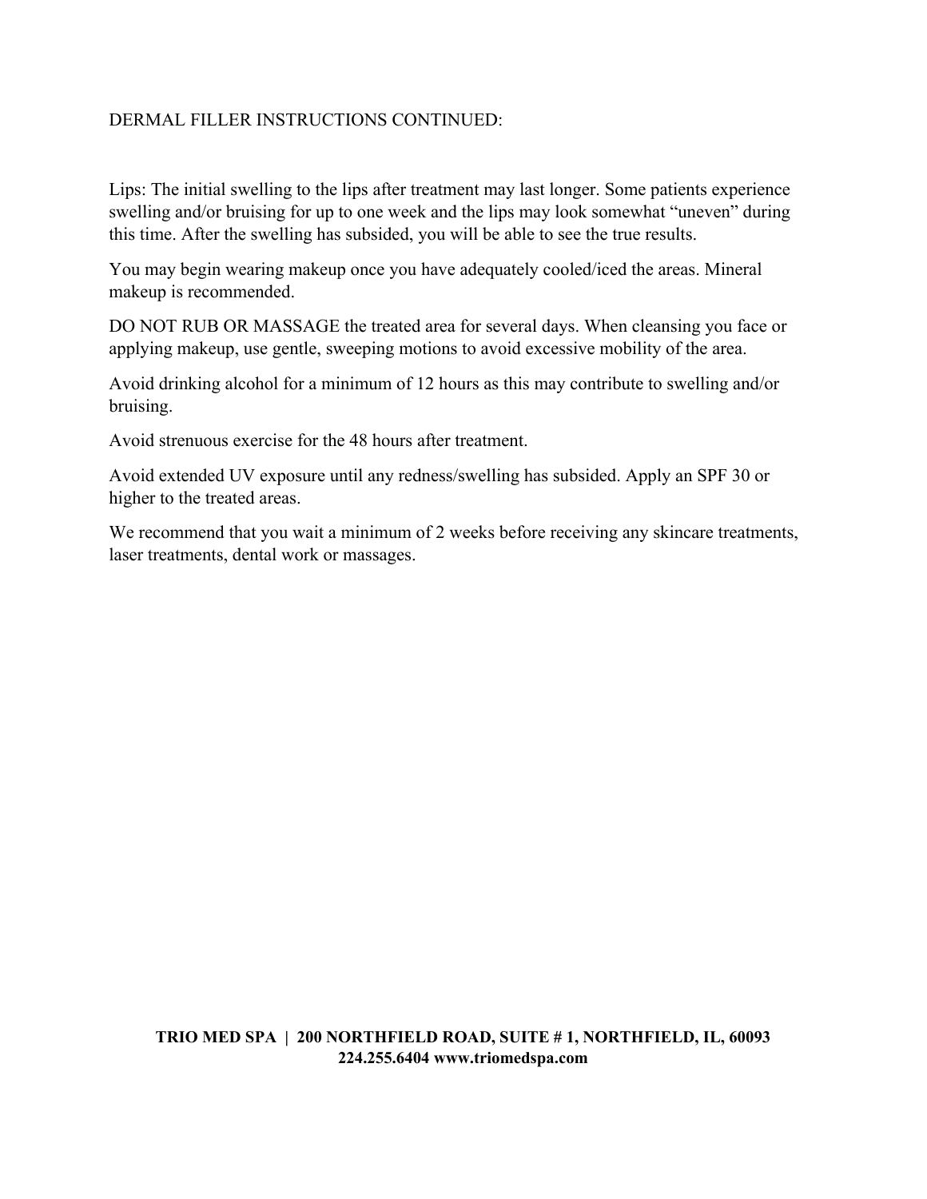DERMAL FILLER INSTRUCTIONS CONTINUED:

Lips: The initial swelling to the lips after treatment may last longer. Some patients experience swelling and/or bruising for up to one week and the lips may look somewhat "uneven" during this time. After the swelling has subsided, you will be able to see the true results.

You may begin wearing makeup once you have adequately cooled/iced the areas. Mineral makeup is recommended.

DO NOT RUB OR MASSAGE the treated area for several days. When cleansing you face or applying makeup, use gentle, sweeping motions to avoid excessive mobility of the area.

Avoid drinking alcohol for a minimum of 12 hours as this may contribute to swelling and/or bruising.

Avoid strenuous exercise for the 48 hours after treatment.

Avoid extended UV exposure until any redness/swelling has subsided. Apply an SPF 30 or higher to the treated areas.

We recommend that you wait a minimum of 2 weeks before receiving any skincare treatments, laser treatments, dental work or massages.

**TRIO MED SPA | 200 NORTHFIELD ROAD, SUITE # 1, NORTHFIELD, IL, 60093**
**224.255.6404 www.triomedspa.com**